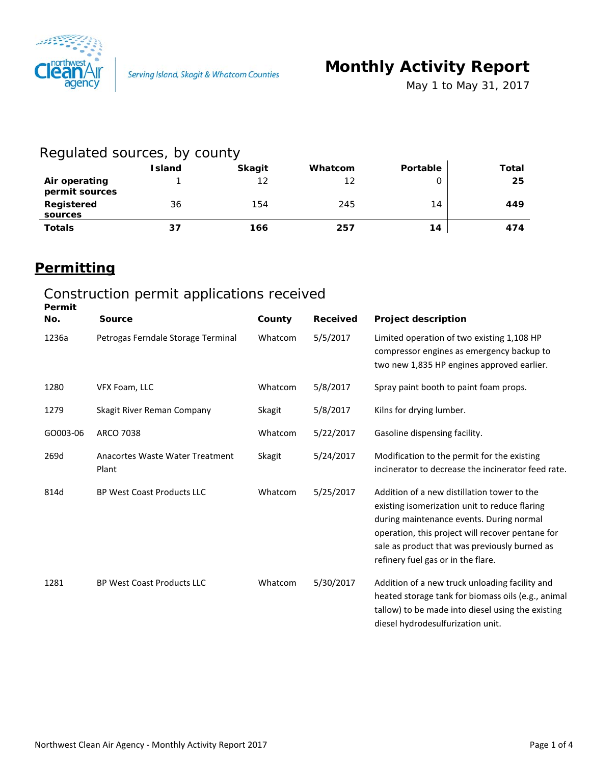Serving Island, Skagit & Whatcom Counties

# Monthly Activity Report

May 1 to May 31, 2017

## Regulated sources, by county

| | Island | Skagit | Whatcom | Portable | Total |
|---|---|---|---|---|---|
| **Air operating permit sources** | 1 | 12 | 12 | 0 | **25** |
| **Registered sources** | 36 | 154 | 245 | 14 | **449** |
| **Totals** | **37** | **166** | **257** | **14** | **474** |

# Permitting

## Construction permit applications received

| Permit No. | Source | County | Received | Project description |
|---|---|---|---|---|
| 1236a | Petrogas Ferndale Storage Terminal | Whatcom | 5/5/2017 | Limited operation of two existing 1,108 HP compressor engines as emergency backup to two new 1,835 HP engines approved earlier. |
| 1280 | VFX Foam, LLC | Whatcom | 5/8/2017 | Spray paint booth to paint foam props. |
| 1279 | Skagit River Reman Company | Skagit | 5/8/2017 | Kilns for drying lumber. |
| GO003-06 | ARCO 7038 | Whatcom | 5/22/2017 | Gasoline dispensing facility. |
| 269d | Anacortes Waste Water Treatment Plant | Skagit | 5/24/2017 | Modification to the permit for the existing incinerator to decrease the incinerator feed rate. |
| 814d | BP West Coast Products LLC | Whatcom | 5/25/2017 | Addition of a new distillation tower to the existing isomerization unit to reduce flaring during maintenance events. During normal operation, this project will recover pentane for sale as product that was previously burned as refinery fuel gas or in the flare. |
| 1281 | BP West Coast Products LLC | Whatcom | 5/30/2017 | Addition of a new truck unloading facility and heated storage tank for biomass oils (e.g., animal tallow) to be made into diesel using the existing diesel hydrodesulfurization unit. |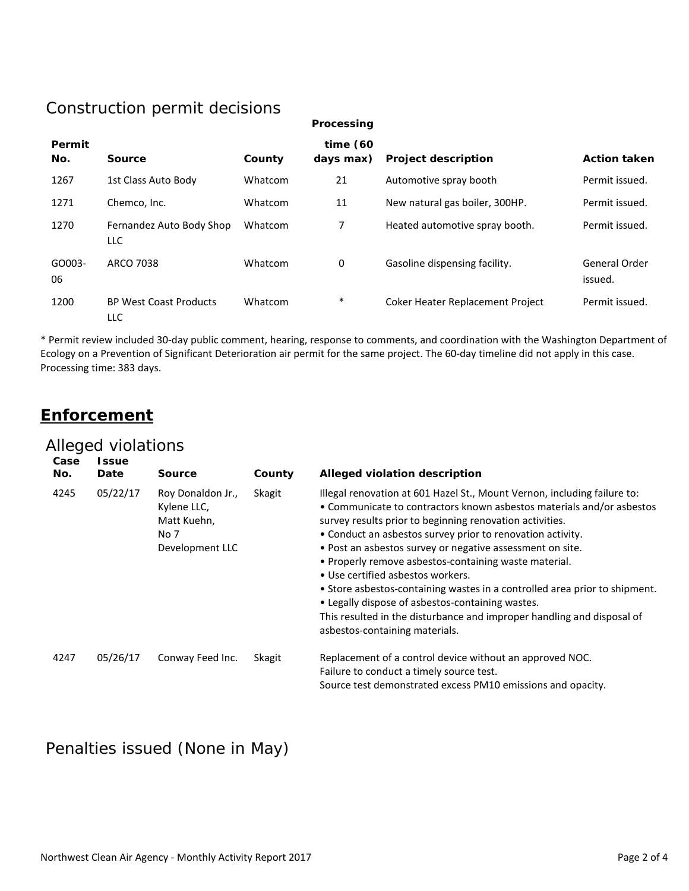## Construction permit decisions

| Permit No. | Source | County | Processing time (60 days max) | Project description | Action taken |
|---|---|---|---|---|---|
| 1267 | 1st Class Auto Body | Whatcom | 21 | Automotive spray booth | Permit issued. |
| 1271 | Chemco, Inc. | Whatcom | 11 | New natural gas boiler, 300HP. | Permit issued. |
| 1270 | Fernandez Auto Body Shop LLC | Whatcom | 7 | Heated automotive spray booth. | Permit issued. |
| GO003-06 | ARCO 7038 | Whatcom | 0 | Gasoline dispensing facility. | General Order issued. |
| 1200 | BP West Coast Products LLC | Whatcom | * | Coker Heater Replacement Project | Permit issued. |

* Permit review included 30-day public comment, hearing, response to comments, and coordination with the Washington Department of Ecology on a Prevention of Significant Deterioration air permit for the same project. The 60-day timeline did not apply in this case. Processing time: 383 days.

# Enforcement

## Alleged violations

| Case No. | Issue Date | Source | County | Alleged violation description |
|---|---|---|---|---|
| 4245 | 05/22/17 | Roy Donaldon Jr., Kylene LLC, Matt Kuehn, No 7 Development LLC | Skagit | Illegal renovation at 601 Hazel St., Mount Vernon, including failure to:<br>• Communicate to contractors known asbestos materials and/or asbestos survey results prior to beginning renovation activities.<br>• Conduct an asbestos survey prior to renovation activity.<br>• Post an asbestos survey or negative assessment on site.<br>• Properly remove asbestos-containing waste material.<br>• Use certified asbestos workers.<br>• Store asbestos-containing wastes in a controlled area prior to shipment.<br>• Legally dispose of asbestos-containing wastes.<br>This resulted in the disturbance and improper handling and disposal of asbestos-containing materials. |
| 4247 | 05/26/17 | Conway Feed Inc. | Skagit | Replacement of a control device without an approved NOC.<br>Failure to conduct a timely source test.<br>Source test demonstrated excess PM10 emissions and opacity. |

## Penalties issued (None in May)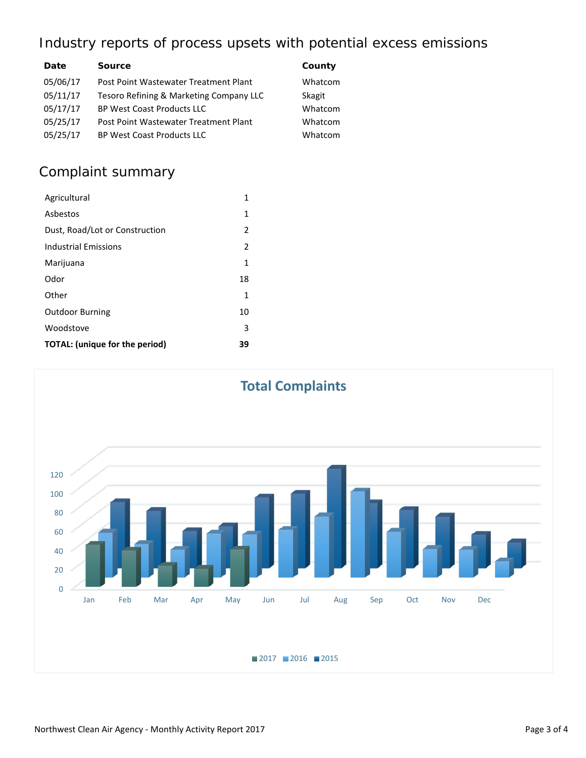## Industry reports of process upsets with potential excess emissions

| Date | Source | County |
|---|---|---|
| 05/06/17 | Post Point Wastewater Treatment Plant | Whatcom |
| 05/11/17 | Tesoro Refining & Marketing Company LLC | Skagit |
| 05/17/17 | BP West Coast Products LLC | Whatcom |
| 05/25/17 | Post Point Wastewater Treatment Plant | Whatcom |
| 05/25/17 | BP West Coast Products LLC | Whatcom |

## Complaint summary

| | |
|---|---|
| Agricultural | 1 |
| Asbestos | 1 |
| Dust, Road/Lot or Construction | 2 |
| Industrial Emissions | 2 |
| Marijuana | 1 |
| Odor | 18 |
| Other | 1 |
| Outdoor Burning | 10 |
| Woodstove | 3 |
| **TOTAL: (unique for the period)** | **39** |

**Total Complaints**

(Chart: 2017, 2016, 2015 monthly complaints, Jan–Dec; y-axis 0–120)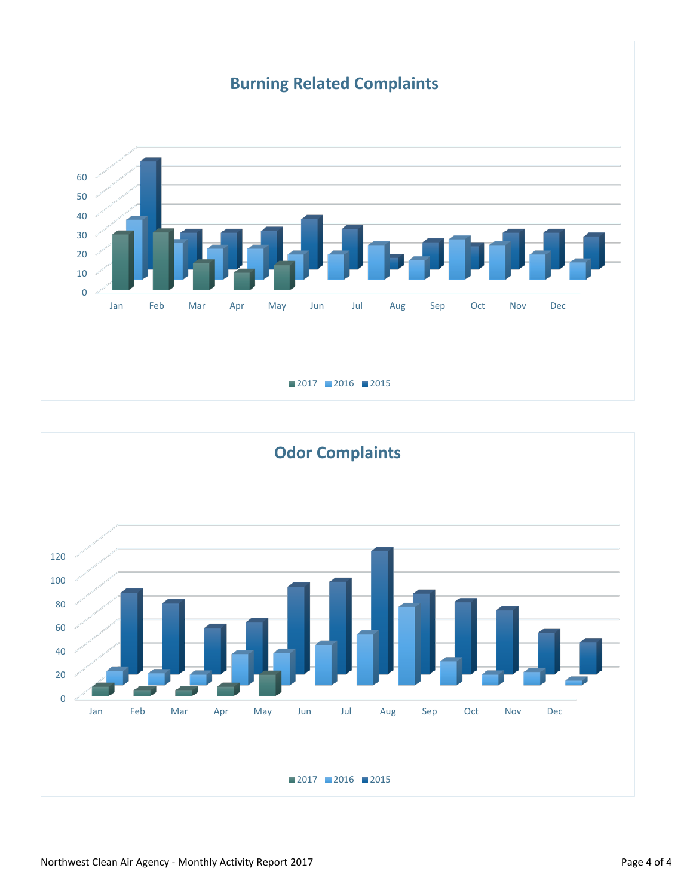## Burning Related Complaints

60
50
40
30
20
10
0

Jan Feb Mar Apr May Jun Jul Aug Sep Oct Nov Dec

2017 2016 2015

## Odor Complaints

120
100
80
60
40
20
0

Jan Feb Mar Apr May Jun Jul Aug Sep Oct Nov Dec

2017 2016 2015